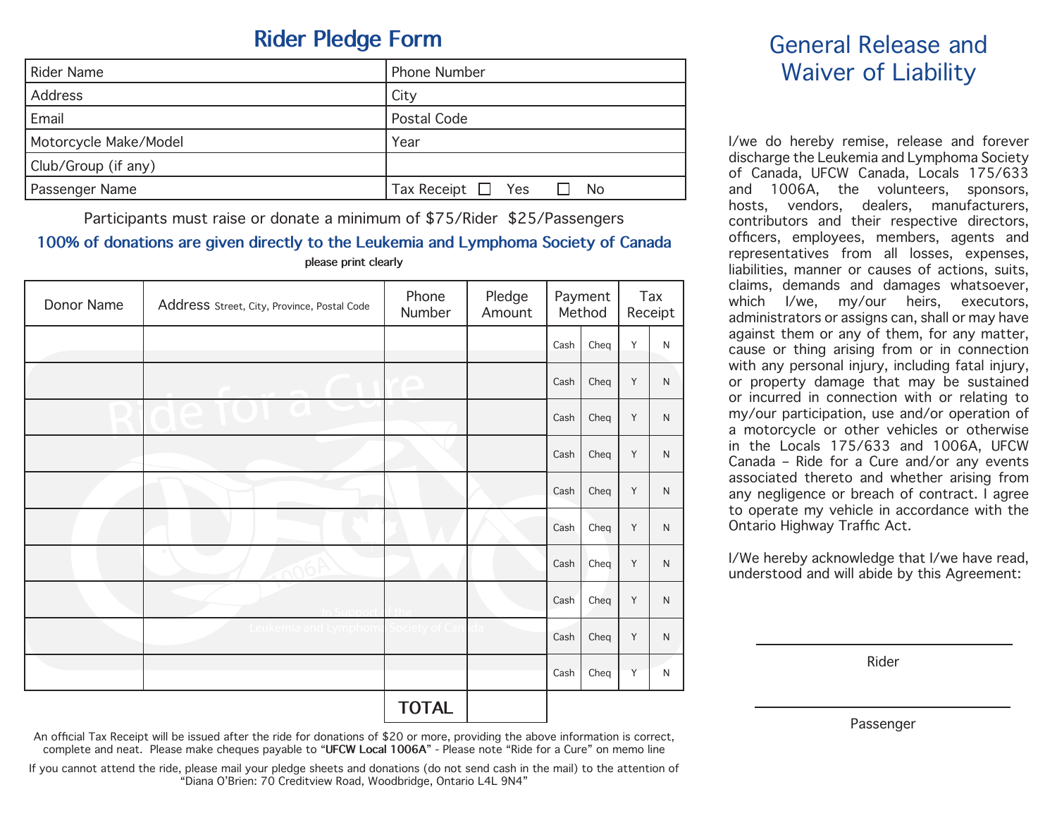# Rider Pledge Form

| Rider Name | Phone Number |
| --- | --- |
| Address | City |
| Email | Postal Code |
| Motorcycle Make/Model | Year |
| Club/Group (if any) | |
| Passenger Name | Tax Receipt ☐ Yes ☐ No |

Participants must raise or donate a minimum of $75/Rider $25/Passengers

**100% of donations are given directly to the Leukemia and Lymphoma Society of Canada**

**please print clearly**

| Donor Name | Address Street, City, Province, Postal Code | Phone Number | Pledge Amount | Payment Method | | Tax Receipt | |
| --- | --- | --- | --- | --- | --- | --- | --- |
| | | | | Cash | Cheq | Y | N |
| | | | | Cash | Cheq | Y | N |
| | | | | Cash | Cheq | Y | N |
| | | | | Cash | Cheq | Y | N |
| | | | | Cash | Cheq | Y | N |
| | | | | Cash | Cheq | Y | N |
| | | | | Cash | Cheq | Y | N |
| | | | | Cash | Cheq | Y | N |
| | | | | Cash | Cheq | Y | N |
| | | | | Cash | Cheq | Y | N |
| | | **TOTAL** | | | | | |

An official Tax Receipt will be issued after the ride for donations of $20 or more, providing the above information is correct, complete and neat. Please make cheques payable to "**UFCW Local 1006A**" - Please note "Ride for a Cure" on memo line

If you cannot attend the ride, please mail your pledge sheets and donations (do not send cash in the mail) to the attention of "Diana O'Brien: 70 Creditview Road, Woodbridge, Ontario L4L 9N4"

# General Release and Waiver of Liability

I/we do hereby remise, release and forever discharge the Leukemia and Lymphoma Society of Canada, UFCW Canada, Locals 175/633 and 1006A, the volunteers, sponsors, hosts, vendors, dealers, manufacturers, contributors and their respective directors, officers, employees, members, agents and representatives from all losses, expenses, liabilities, manner or causes of actions, suits, claims, demands and damages whatsoever, which I/we, my/our heirs, executors, administrators or assigns can, shall or may have against them or any of them, for any matter, cause or thing arising from or in connection with any personal injury, including fatal injury, or property damage that may be sustained or incurred in connection with or relating to my/our participation, use and/or operation of a motorcycle or other vehicles or otherwise in the Locals 175/633 and 1006A, UFCW Canada – Ride for a Cure and/or any events associated thereto and whether arising from any negligence or breach of contract. I agree to operate my vehicle in accordance with the Ontario Highway Traffic Act.

I/We hereby acknowledge that I/we have read, understood and will abide by this Agreement:

\_\_\_\_\_\_\_\_\_\_\_\_\_\_\_\_\_\_\_\_\_\_\_\_\_\_\_\_\_\_

Rider

\_\_\_\_\_\_\_\_\_\_\_\_\_\_\_\_\_\_\_\_\_\_\_\_\_\_\_\_\_\_

Passenger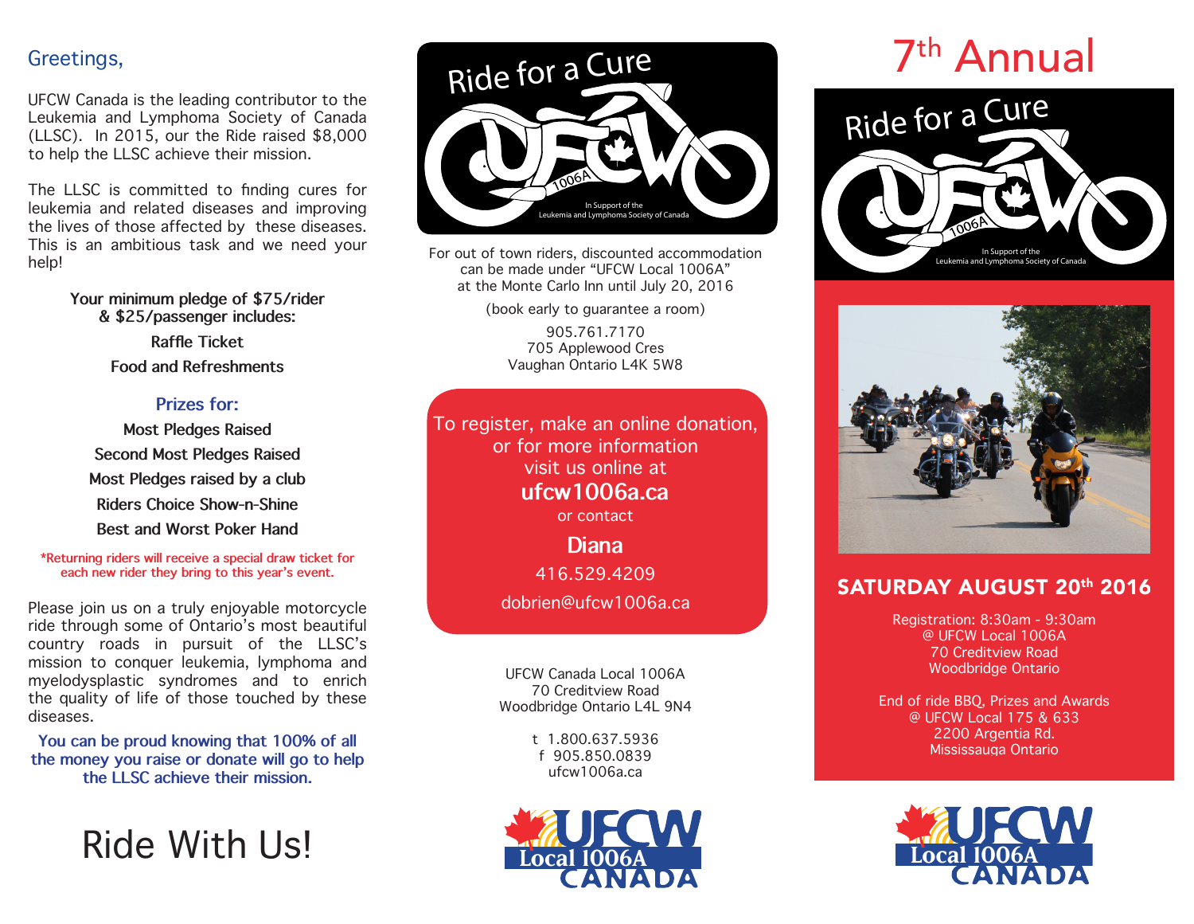## Greetings,

UFCW Canada is the leading contributor to the Leukemia and Lymphoma Society of Canada (LLSC). In 2015, our the Ride raised $8,000 to help the LLSC achieve their mission.

The LLSC is committed to finding cures for leukemia and related diseases and improving the lives of those affected by these diseases. This is an ambitious task and we need your help!

**Your minimum pledge of $75/rider & $25/passenger includes:**

**Raffle Ticket**

**Food and Refreshments**

### Prizes for:

**Most Pledges Raised**

**Second Most Pledges Raised**

**Most Pledges raised by a club**

**Riders Choice Show-n-Shine**

**Best and Worst Poker Hand**

*Returning riders will receive a special draw ticket for each new rider they bring to this year's event.

Please join us on a truly enjoyable motorcycle ride through some of Ontario's most beautiful country roads in pursuit of the LLSC's mission to conquer leukemia, lymphoma and myelodysplastic syndromes and to enrich the quality of life of those touched by these diseases.

**You can be proud knowing that 100% of all the money you raise or donate will go to help the LLSC achieve their mission.**

# Ride With Us!

Ride for a Cure
UFCW 1006A
In Support of the Leukemia and Lymphoma Society of Canada

For out of town riders, discounted accommodation can be made under "UFCW Local 1006A" at the Monte Carlo Inn until July 20, 2016

(book early to guarantee a room)

905.761.7170
705 Applewood Cres
Vaughan Ontario L4K 5W8

To register, make an online donation, or for more information visit us online at
**ufcw1006a.ca**
or contact

**Diana**
416.529.4209
dobrien@ufcw1006a.ca

UFCW Canada Local 1006A
70 Creditview Road
Woodbridge Ontario L4L 9N4

t 1.800.637.5936
f 905.850.0839
ufcw1006a.ca

UFCW Local 1006A CANADA

# 7th Annual

Ride for a Cure
UFCW 1006A
In Support of the Leukemia and Lymphoma Society of Canada

## SATURDAY AUGUST 20th 2016

Registration: 8:30am - 9:30am
@ UFCW Local 1006A
70 Creditview Road
Woodbridge Ontario

End of ride BBQ, Prizes and Awards
@ UFCW Local 175 & 633
2200 Argentia Rd.
Mississauga Ontario

UFCW Local 1006A CANADA